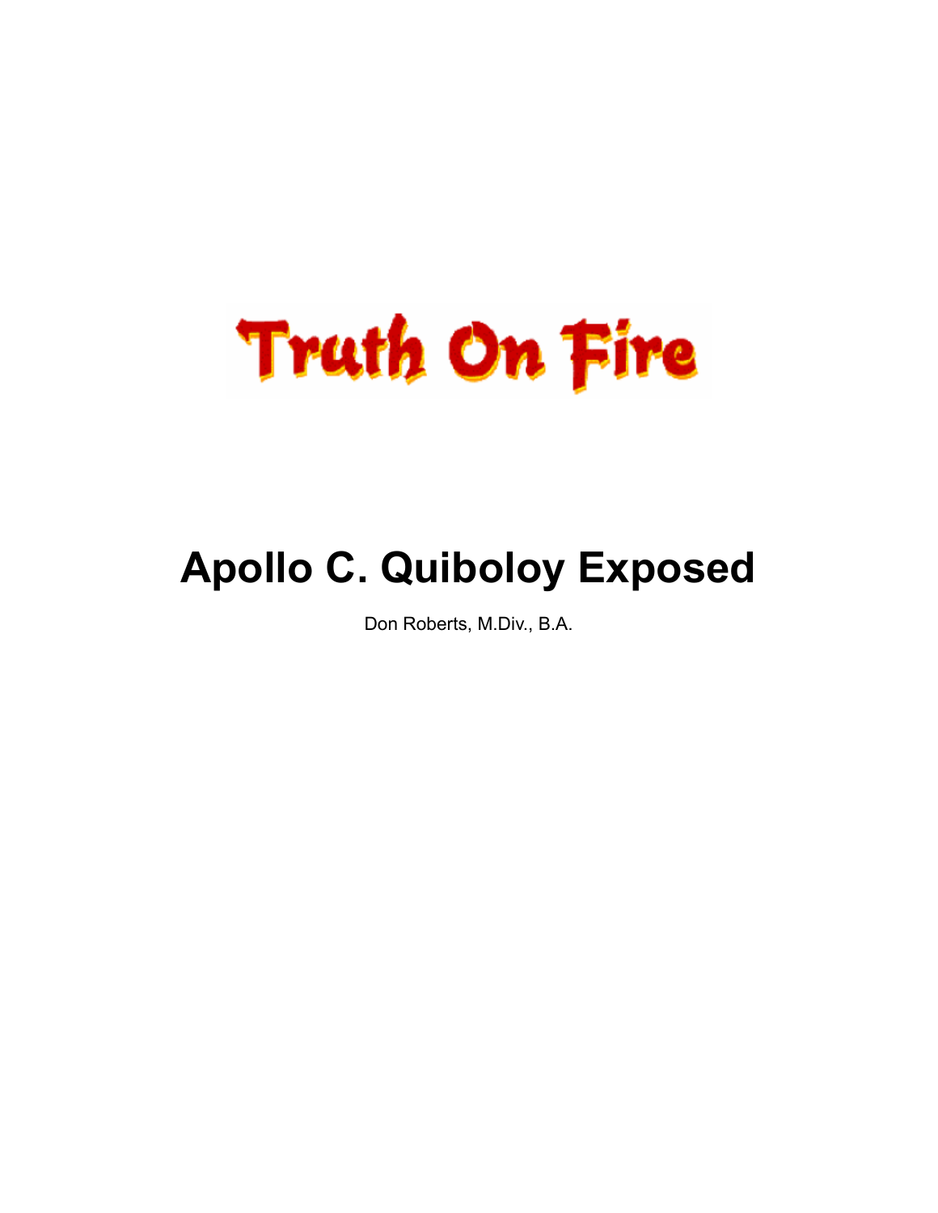Truth On Fire

# Apollo C. Quiboloy Exposed

Don Roberts, M.Div., B.A.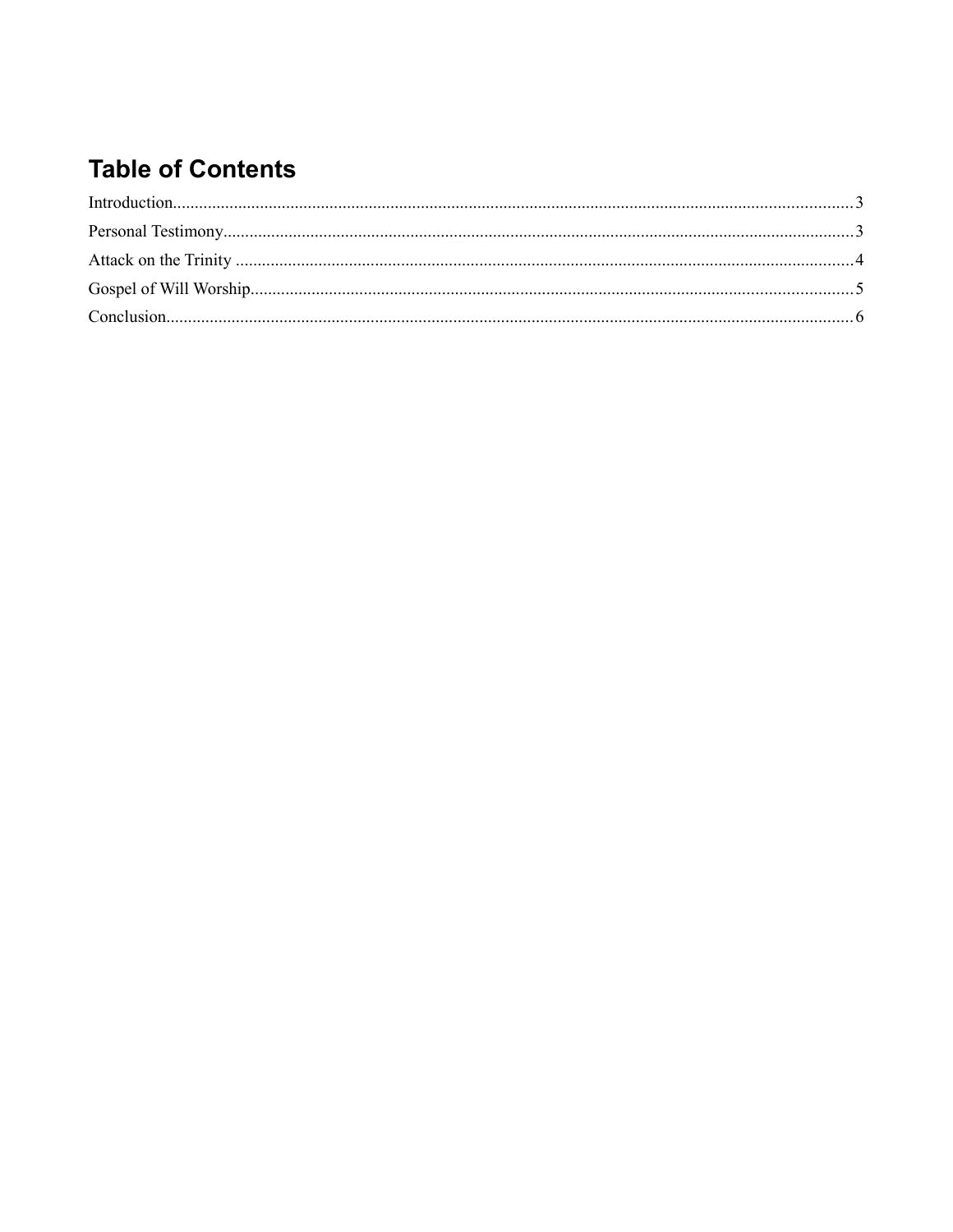# Table of Contents

Introduction....................................................................................................................................................3

Personal Testimony........................................................................................................................................3

Attack on the Trinity .....................................................................................................................................4

Gospel of Will Worship.................................................................................................................................5

Conclusion.....................................................................................................................................................6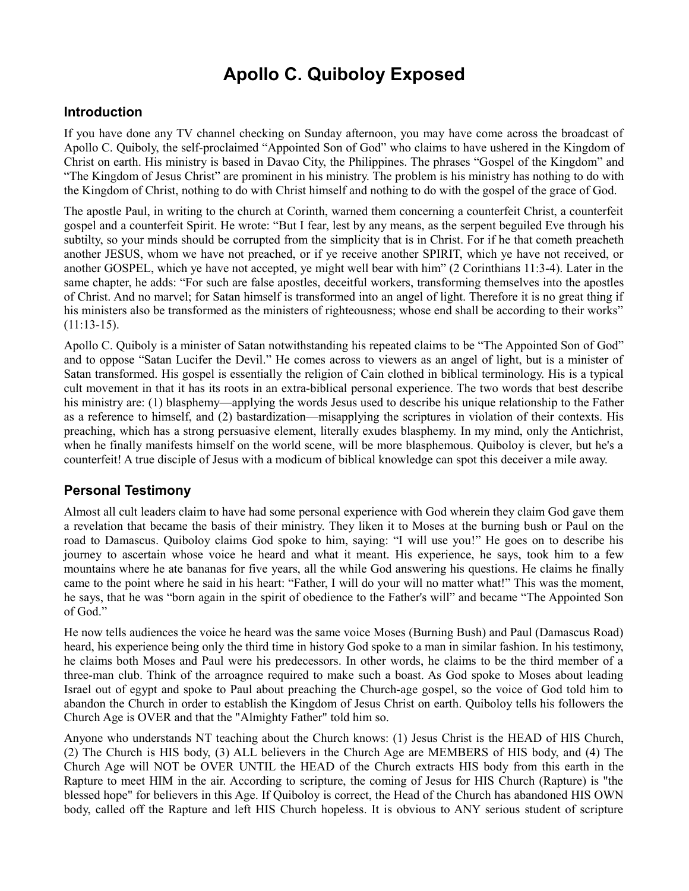# Apollo C. Quiboloy Exposed

## Introduction

If you have done any TV channel checking on Sunday afternoon, you may have come across the broadcast of Apollo C. Quiboly, the self-proclaimed "Appointed Son of God" who claims to have ushered in the Kingdom of Christ on earth. His ministry is based in Davao City, the Philippines. The phrases "Gospel of the Kingdom" and "The Kingdom of Jesus Christ" are prominent in his ministry. The problem is his ministry has nothing to do with the Kingdom of Christ, nothing to do with Christ himself and nothing to do with the gospel of the grace of God.

The apostle Paul, in writing to the church at Corinth, warned them concerning a counterfeit Christ, a counterfeit gospel and a counterfeit Spirit. He wrote: "But I fear, lest by any means, as the serpent beguiled Eve through his subtilty, so your minds should be corrupted from the simplicity that is in Christ. For if he that cometh preacheth another JESUS, whom we have not preached, or if ye receive another SPIRIT, which ye have not received, or another GOSPEL, which ye have not accepted, ye might well bear with him" (2 Corinthians 11:3-4). Later in the same chapter, he adds: "For such are false apostles, deceitful workers, transforming themselves into the apostles of Christ. And no marvel; for Satan himself is transformed into an angel of light. Therefore it is no great thing if his ministers also be transformed as the ministers of righteousness; whose end shall be according to their works" (11:13-15).

Apollo C. Quiboly is a minister of Satan notwithstanding his repeated claims to be "The Appointed Son of God" and to oppose "Satan Lucifer the Devil." He comes across to viewers as an angel of light, but is a minister of Satan transformed. His gospel is essentially the religion of Cain clothed in biblical terminology. His is a typical cult movement in that it has its roots in an extra-biblical personal experience. The two words that best describe his ministry are: (1) blasphemy—applying the words Jesus used to describe his unique relationship to the Father as a reference to himself, and (2) bastardization—misapplying the scriptures in violation of their contexts. His preaching, which has a strong persuasive element, literally exudes blasphemy. In my mind, only the Antichrist, when he finally manifests himself on the world scene, will be more blasphemous. Quiboloy is clever, but he's a counterfeit! A true disciple of Jesus with a modicum of biblical knowledge can spot this deceiver a mile away.

## Personal Testimony

Almost all cult leaders claim to have had some personal experience with God wherein they claim God gave them a revelation that became the basis of their ministry. They liken it to Moses at the burning bush or Paul on the road to Damascus. Quiboloy claims God spoke to him, saying: "I will use you!" He goes on to describe his journey to ascertain whose voice he heard and what it meant. His experience, he says, took him to a few mountains where he ate bananas for five years, all the while God answering his questions. He claims he finally came to the point where he said in his heart: "Father, I will do your will no matter what!" This was the moment, he says, that he was "born again in the spirit of obedience to the Father's will" and became "The Appointed Son of God."

He now tells audiences the voice he heard was the same voice Moses (Burning Bush) and Paul (Damascus Road) heard, his experience being only the third time in history God spoke to a man in similar fashion. In his testimony, he claims both Moses and Paul were his predecessors. In other words, he claims to be the third member of a three-man club. Think of the arroagnce required to make such a boast. As God spoke to Moses about leading Israel out of egypt and spoke to Paul about preaching the Church-age gospel, so the voice of God told him to abandon the Church in order to establish the Kingdom of Jesus Christ on earth. Quiboloy tells his followers the Church Age is OVER and that the "Almighty Father" told him so.

Anyone who understands NT teaching about the Church knows: (1) Jesus Christ is the HEAD of HIS Church, (2) The Church is HIS body, (3) ALL believers in the Church Age are MEMBERS of HIS body, and (4) The Church Age will NOT be OVER UNTIL the HEAD of the Church extracts HIS body from this earth in the Rapture to meet HIM in the air. According to scripture, the coming of Jesus for HIS Church (Rapture) is "the blessed hope" for believers in this Age. If Quiboloy is correct, the Head of the Church has abandoned HIS OWN body, called off the Rapture and left HIS Church hopeless. It is obvious to ANY serious student of scripture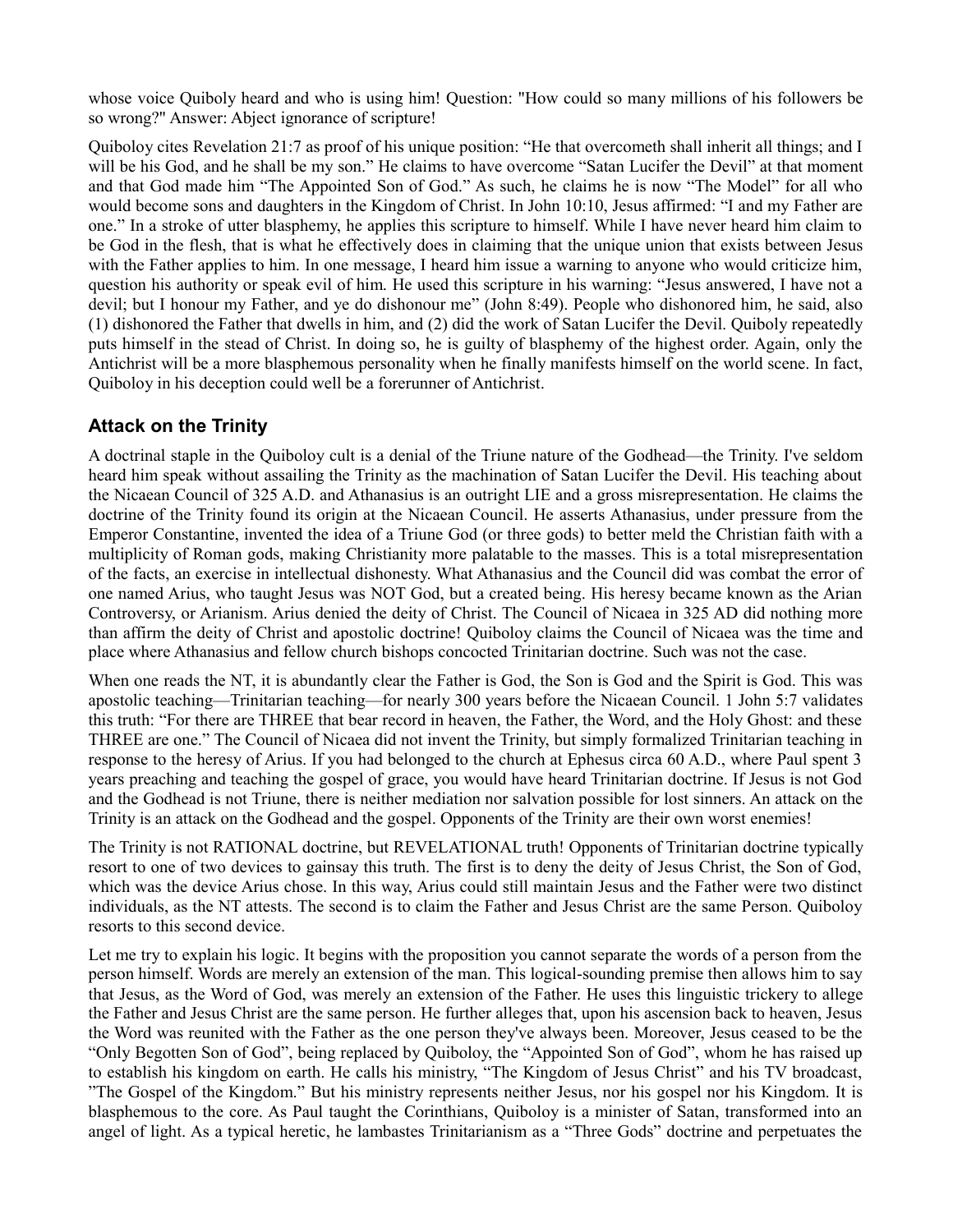whose voice Quiboly heard and who is using him! Question: "How could so many millions of his followers be so wrong?" Answer: Abject ignorance of scripture!

Quiboloy cites Revelation 21:7 as proof of his unique position: "He that overcometh shall inherit all things; and I will be his God, and he shall be my son." He claims to have overcome "Satan Lucifer the Devil" at that moment and that God made him "The Appointed Son of God." As such, he claims he is now "The Model" for all who would become sons and daughters in the Kingdom of Christ. In John 10:10, Jesus affirmed: "I and my Father are one." In a stroke of utter blasphemy, he applies this scripture to himself. While I have never heard him claim to be God in the flesh, that is what he effectively does in claiming that the unique union that exists between Jesus with the Father applies to him. In one message, I heard him issue a warning to anyone who would criticize him, question his authority or speak evil of him. He used this scripture in his warning: "Jesus answered, I have not a devil; but I honour my Father, and ye do dishonour me" (John 8:49). People who dishonored him, he said, also (1) dishonored the Father that dwells in him, and (2) did the work of Satan Lucifer the Devil. Quiboly repeatedly puts himself in the stead of Christ. In doing so, he is guilty of blasphemy of the highest order. Again, only the Antichrist will be a more blasphemous personality when he finally manifests himself on the world scene. In fact, Quiboloy in his deception could well be a forerunner of Antichrist.

## Attack on the Trinity

A doctrinal staple in the Quiboloy cult is a denial of the Triune nature of the Godhead—the Trinity. I've seldom heard him speak without assailing the Trinity as the machination of Satan Lucifer the Devil. His teaching about the Nicaean Council of 325 A.D. and Athanasius is an outright LIE and a gross misrepresentation. He claims the doctrine of the Trinity found its origin at the Nicaean Council. He asserts Athanasius, under pressure from the Emperor Constantine, invented the idea of a Triune God (or three gods) to better meld the Christian faith with a multiplicity of Roman gods, making Christianity more palatable to the masses. This is a total misrepresentation of the facts, an exercise in intellectual dishonesty. What Athanasius and the Council did was combat the error of one named Arius, who taught Jesus was NOT God, but a created being. His heresy became known as the Arian Controversy, or Arianism. Arius denied the deity of Christ. The Council of Nicaea in 325 AD did nothing more than affirm the deity of Christ and apostolic doctrine! Quiboloy claims the Council of Nicaea was the time and place where Athanasius and fellow church bishops concocted Trinitarian doctrine. Such was not the case.

When one reads the NT, it is abundantly clear the Father is God, the Son is God and the Spirit is God. This was apostolic teaching—Trinitarian teaching—for nearly 300 years before the Nicaean Council. 1 John 5:7 validates this truth: "For there are THREE that bear record in heaven, the Father, the Word, and the Holy Ghost: and these THREE are one." The Council of Nicaea did not invent the Trinity, but simply formalized Trinitarian teaching in response to the heresy of Arius. If you had belonged to the church at Ephesus circa 60 A.D., where Paul spent 3 years preaching and teaching the gospel of grace, you would have heard Trinitarian doctrine. If Jesus is not God and the Godhead is not Triune, there is neither mediation nor salvation possible for lost sinners. An attack on the Trinity is an attack on the Godhead and the gospel. Opponents of the Trinity are their own worst enemies!

The Trinity is not RATIONAL doctrine, but REVELATIONAL truth! Opponents of Trinitarian doctrine typically resort to one of two devices to gainsay this truth. The first is to deny the deity of Jesus Christ, the Son of God, which was the device Arius chose. In this way, Arius could still maintain Jesus and the Father were two distinct individuals, as the NT attests. The second is to claim the Father and Jesus Christ are the same Person. Quiboloy resorts to this second device.

Let me try to explain his logic. It begins with the proposition you cannot separate the words of a person from the person himself. Words are merely an extension of the man. This logical-sounding premise then allows him to say that Jesus, as the Word of God, was merely an extension of the Father. He uses this linguistic trickery to allege the Father and Jesus Christ are the same person. He further alleges that, upon his ascension back to heaven, Jesus the Word was reunited with the Father as the one person they've always been. Moreover, Jesus ceased to be the "Only Begotten Son of God", being replaced by Quiboloy, the "Appointed Son of God", whom he has raised up to establish his kingdom on earth. He calls his ministry, "The Kingdom of Jesus Christ" and his TV broadcast, "The Gospel of the Kingdom." But his ministry represents neither Jesus, nor his gospel nor his Kingdom. It is blasphemous to the core. As Paul taught the Corinthians, Quiboloy is a minister of Satan, transformed into an angel of light. As a typical heretic, he lambastes Trinitarianism as a "Three Gods" doctrine and perpetuates the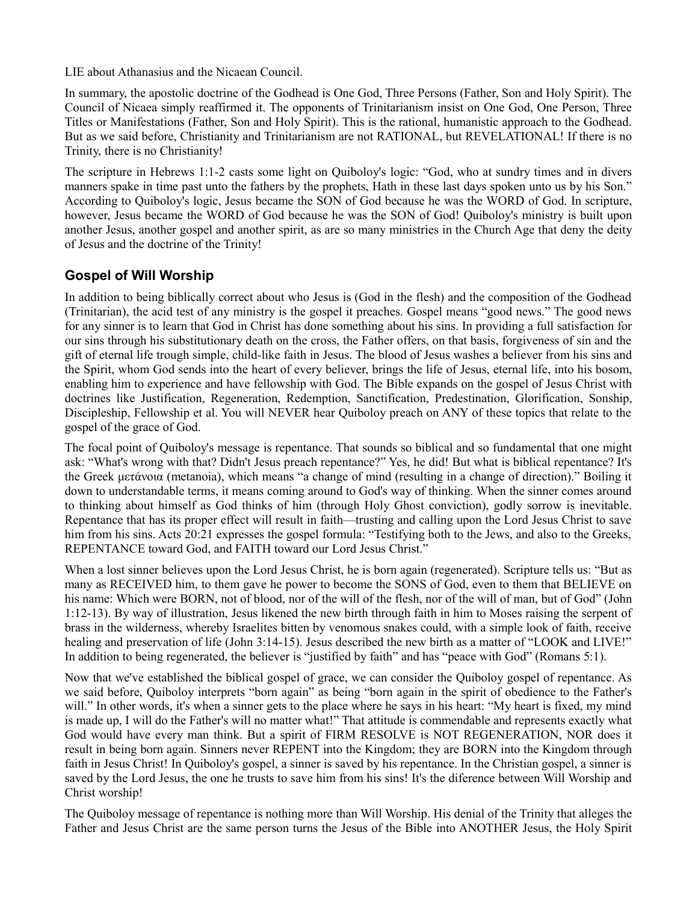LIE about Athanasius and the Nicaean Council.

In summary, the apostolic doctrine of the Godhead is One God, Three Persons (Father, Son and Holy Spirit). The Council of Nicaea simply reaffirmed it. The opponents of Trinitarianism insist on One God, One Person, Three Titles or Manifestations (Father, Son and Holy Spirit). This is the rational, humanistic approach to the Godhead. But as we said before, Christianity and Trinitarianism are not RATIONAL, but REVELATIONAL! If there is no Trinity, there is no Christianity!

The scripture in Hebrews 1:1-2 casts some light on Quiboloy's logic: "God, who at sundry times and in divers manners spake in time past unto the fathers by the prophets, Hath in these last days spoken unto us by his Son." According to Quiboloy's logic, Jesus became the SON of God because he was the WORD of God. In scripture, however, Jesus became the WORD of God because he was the SON of God! Quiboloy's ministry is built upon another Jesus, another gospel and another spirit, as are so many ministries in the Church Age that deny the deity of Jesus and the doctrine of the Trinity!

## Gospel of Will Worship

In addition to being biblically correct about who Jesus is (God in the flesh) and the composition of the Godhead (Trinitarian), the acid test of any ministry is the gospel it preaches. Gospel means "good news." The good news for any sinner is to learn that God in Christ has done something about his sins. In providing a full satisfaction for our sins through his substitutionary death on the cross, the Father offers, on that basis, forgiveness of sin and the gift of eternal life trough simple, child-like faith in Jesus. The blood of Jesus washes a believer from his sins and the Spirit, whom God sends into the heart of every believer, brings the life of Jesus, eternal life, into his bosom, enabling him to experience and have fellowship with God. The Bible expands on the gospel of Jesus Christ with doctrines like Justification, Regeneration, Redemption, Sanctification, Predestination, Glorification, Sonship, Discipleship, Fellowship et al. You will NEVER hear Quiboloy preach on ANY of these topics that relate to the gospel of the grace of God.

The focal point of Quiboloy's message is repentance. That sounds so biblical and so fundamental that one might ask: "What's wrong with that? Didn't Jesus preach repentance?" Yes, he did! But what is biblical repentance? It's the Greek μετάνοια (metanoia), which means "a change of mind (resulting in a change of direction)." Boiling it down to understandable terms, it means coming around to God's way of thinking. When the sinner comes around to thinking about himself as God thinks of him (through Holy Ghost conviction), godly sorrow is inevitable. Repentance that has its proper effect will result in faith—trusting and calling upon the Lord Jesus Christ to save him from his sins. Acts 20:21 expresses the gospel formula: "Testifying both to the Jews, and also to the Greeks, REPENTANCE toward God, and FAITH toward our Lord Jesus Christ."

When a lost sinner believes upon the Lord Jesus Christ, he is born again (regenerated). Scripture tells us: "But as many as RECEIVED him, to them gave he power to become the SONS of God, even to them that BELIEVE on his name: Which were BORN, not of blood, nor of the will of the flesh, nor of the will of man, but of God" (John 1:12-13). By way of illustration, Jesus likened the new birth through faith in him to Moses raising the serpent of brass in the wilderness, whereby Israelites bitten by venomous snakes could, with a simple look of faith, receive healing and preservation of life (John 3:14-15). Jesus described the new birth as a matter of "LOOK and LIVE!" In addition to being regenerated, the believer is "justified by faith" and has "peace with God" (Romans 5:1).

Now that we've established the biblical gospel of grace, we can consider the Quiboloy gospel of repentance. As we said before, Quiboloy interprets "born again" as being "born again in the spirit of obedience to the Father's will." In other words, it's when a sinner gets to the place where he says in his heart: "My heart is fixed, my mind is made up, I will do the Father's will no matter what!" That attitude is commendable and represents exactly what God would have every man think. But a spirit of FIRM RESOLVE is NOT REGENERATION, NOR does it result in being born again. Sinners never REPENT into the Kingdom; they are BORN into the Kingdom through faith in Jesus Christ! In Quiboloy's gospel, a sinner is saved by his repentance. In the Christian gospel, a sinner is saved by the Lord Jesus, the one he trusts to save him from his sins! It's the diference between Will Worship and Christ worship!

The Quiboloy message of repentance is nothing more than Will Worship. His denial of the Trinity that alleges the Father and Jesus Christ are the same person turns the Jesus of the Bible into ANOTHER Jesus, the Holy Spirit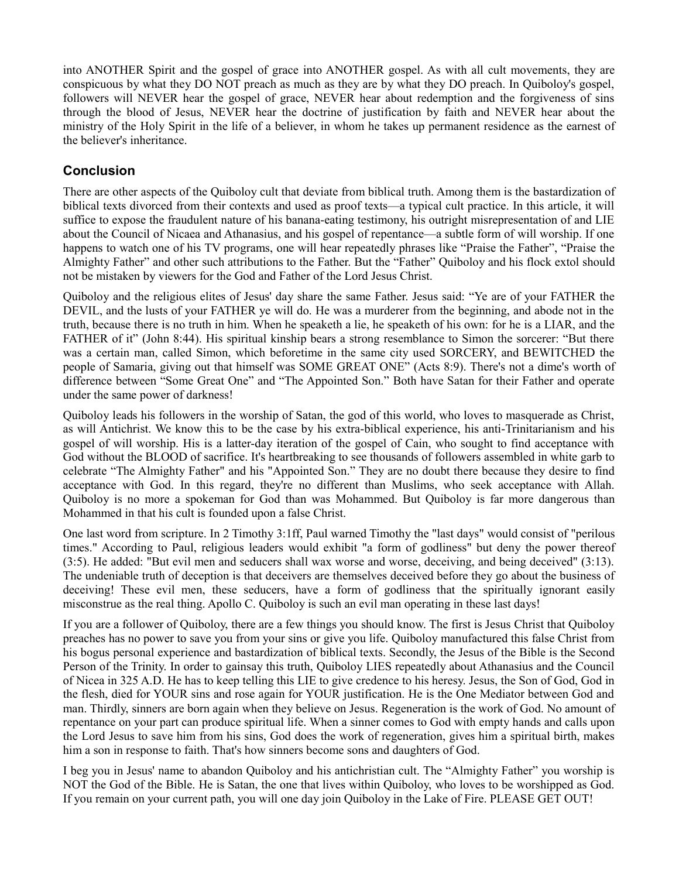into ANOTHER Spirit and the gospel of grace into ANOTHER gospel. As with all cult movements, they are conspicuous by what they DO NOT preach as much as they are by what they DO preach. In Quiboloy's gospel, followers will NEVER hear the gospel of grace, NEVER hear about redemption and the forgiveness of sins through the blood of Jesus, NEVER hear the doctrine of justification by faith and NEVER hear about the ministry of the Holy Spirit in the life of a believer, in whom he takes up permanent residence as the earnest of the believer's inheritance.

## Conclusion

There are other aspects of the Quiboloy cult that deviate from biblical truth. Among them is the bastardization of biblical texts divorced from their contexts and used as proof texts—a typical cult practice. In this article, it will suffice to expose the fraudulent nature of his banana-eating testimony, his outright misrepresentation of and LIE about the Council of Nicaea and Athanasius, and his gospel of repentance—a subtle form of will worship. If one happens to watch one of his TV programs, one will hear repeatedly phrases like "Praise the Father", "Praise the Almighty Father" and other such attributions to the Father. But the "Father" Quiboloy and his flock extol should not be mistaken by viewers for the God and Father of the Lord Jesus Christ.

Quiboloy and the religious elites of Jesus' day share the same Father. Jesus said: "Ye are of your FATHER the DEVIL, and the lusts of your FATHER ye will do. He was a murderer from the beginning, and abode not in the truth, because there is no truth in him. When he speaketh a lie, he speaketh of his own: for he is a LIAR, and the FATHER of it" (John 8:44). His spiritual kinship bears a strong resemblance to Simon the sorcerer: "But there was a certain man, called Simon, which beforetime in the same city used SORCERY, and BEWITCHED the people of Samaria, giving out that himself was SOME GREAT ONE" (Acts 8:9). There's not a dime's worth of difference between "Some Great One" and "The Appointed Son." Both have Satan for their Father and operate under the same power of darkness!

Quiboloy leads his followers in the worship of Satan, the god of this world, who loves to masquerade as Christ, as will Antichrist. We know this to be the case by his extra-biblical experience, his anti-Trinitarianism and his gospel of will worship. His is a latter-day iteration of the gospel of Cain, who sought to find acceptance with God without the BLOOD of sacrifice. It's heartbreaking to see thousands of followers assembled in white garb to celebrate "The Almighty Father" and his "Appointed Son." They are no doubt there because they desire to find acceptance with God. In this regard, they're no different than Muslims, who seek acceptance with Allah. Quiboloy is no more a spokeman for God than was Mohammed. But Quiboloy is far more dangerous than Mohammed in that his cult is founded upon a false Christ.

One last word from scripture. In 2 Timothy 3:1ff, Paul warned Timothy the "last days" would consist of "perilous times." According to Paul, religious leaders would exhibit "a form of godliness" but deny the power thereof (3:5). He added: "But evil men and seducers shall wax worse and worse, deceiving, and being deceived" (3:13). The undeniable truth of deception is that deceivers are themselves deceived before they go about the business of deceiving! These evil men, these seducers, have a form of godliness that the spiritually ignorant easily misconstrue as the real thing. Apollo C. Quiboloy is such an evil man operating in these last days!

If you are a follower of Quiboloy, there are a few things you should know. The first is Jesus Christ that Quiboloy preaches has no power to save you from your sins or give you life. Quiboloy manufactured this false Christ from his bogus personal experience and bastardization of biblical texts. Secondly, the Jesus of the Bible is the Second Person of the Trinity. In order to gainsay this truth, Quiboloy LIES repeatedly about Athanasius and the Council of Nicea in 325 A.D. He has to keep telling this LIE to give credence to his heresy. Jesus, the Son of God, God in the flesh, died for YOUR sins and rose again for YOUR justification. He is the One Mediator between God and man. Thirdly, sinners are born again when they believe on Jesus. Regeneration is the work of God. No amount of repentance on your part can produce spiritual life. When a sinner comes to God with empty hands and calls upon the Lord Jesus to save him from his sins, God does the work of regeneration, gives him a spiritual birth, makes him a son in response to faith. That's how sinners become sons and daughters of God.

I beg you in Jesus' name to abandon Quiboloy and his antichristian cult. The "Almighty Father" you worship is NOT the God of the Bible. He is Satan, the one that lives within Quiboloy, who loves to be worshipped as God. If you remain on your current path, you will one day join Quiboloy in the Lake of Fire. PLEASE GET OUT!